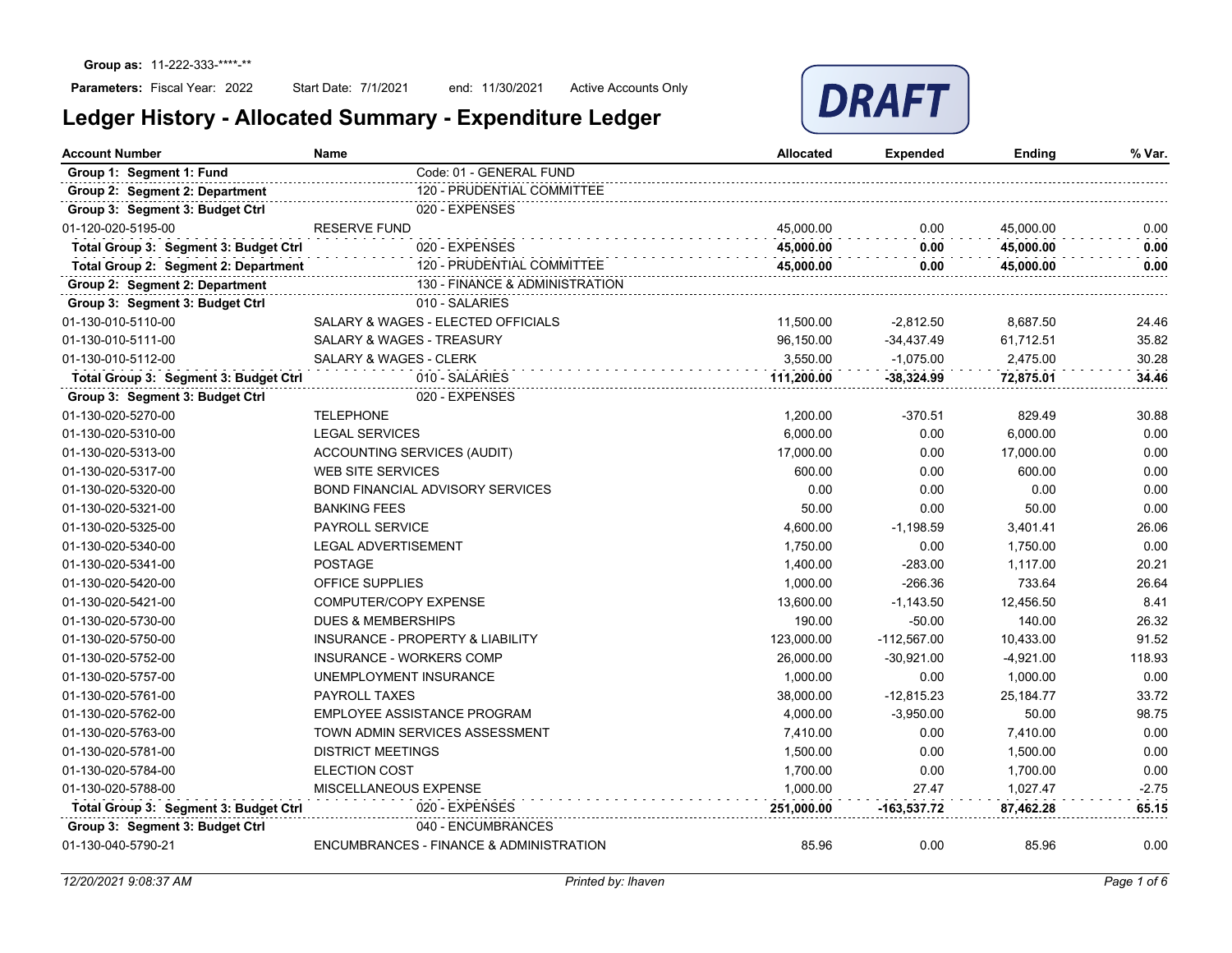**Group as:** 11-222-333-\*\*\*\*-\*\*

**Parameters:** Fiscal Year: 2022 Start Date: 7/1/2021 end: 11/30/2021 Active Accounts Only

# Ledger History - Allocated Summary - Expenditure Ledger

DRAFT

| Account Number | Name | | Allocated | Expended | Ending | % Var. |
|---|---|---|---|---|---|---|
| **Group 1: Segment 1: Fund** | | Code: 01 - GENERAL FUND | | | | |
| **Group 2: Segment 2: Department** | | 120 - PRUDENTIAL COMMITTEE | | | | |
| **Group 3: Segment 3: Budget Ctrl** | | 020 - EXPENSES | | | | |
| 01-120-020-5195-00 | RESERVE FUND | | 45,000.00 | 0.00 | 45,000.00 | 0.00 |
| **Total Group 3: Segment 3: Budget Ctrl** | | 020 - EXPENSES | **45,000.00** | **0.00** | **45,000.00** | **0.00** |
| **Total Group 2: Segment 2: Department** | | 120 - PRUDENTIAL COMMITTEE | **45,000.00** | **0.00** | **45,000.00** | **0.00** |
| **Group 2: Segment 2: Department** | | 130 - FINANCE & ADMINISTRATION | | | | |
| **Group 3: Segment 3: Budget Ctrl** | | 010 - SALARIES | | | | |
| 01-130-010-5110-00 | SALARY & WAGES - ELECTED OFFICIALS | | 11,500.00 | -2,812.50 | 8,687.50 | 24.46 |
| 01-130-010-5111-00 | SALARY & WAGES - TREASURY | | 96,150.00 | -34,437.49 | 61,712.51 | 35.82 |
| 01-130-010-5112-00 | SALARY & WAGES - CLERK | | 3,550.00 | -1,075.00 | 2,475.00 | 30.28 |
| **Total Group 3: Segment 3: Budget Ctrl** | | 010 - SALARIES | **111,200.00** | **-38,324.99** | **72,875.01** | **34.46** |
| **Group 3: Segment 3: Budget Ctrl** | | 020 - EXPENSES | | | | |
| 01-130-020-5270-00 | TELEPHONE | | 1,200.00 | -370.51 | 829.49 | 30.88 |
| 01-130-020-5310-00 | LEGAL SERVICES | | 6,000.00 | 0.00 | 6,000.00 | 0.00 |
| 01-130-020-5313-00 | ACCOUNTING SERVICES (AUDIT) | | 17,000.00 | 0.00 | 17,000.00 | 0.00 |
| 01-130-020-5317-00 | WEB SITE SERVICES | | 600.00 | 0.00 | 600.00 | 0.00 |
| 01-130-020-5320-00 | BOND FINANCIAL ADVISORY SERVICES | | 0.00 | 0.00 | 0.00 | 0.00 |
| 01-130-020-5321-00 | BANKING FEES | | 50.00 | 0.00 | 50.00 | 0.00 |
| 01-130-020-5325-00 | PAYROLL SERVICE | | 4,600.00 | -1,198.59 | 3,401.41 | 26.06 |
| 01-130-020-5340-00 | LEGAL ADVERTISEMENT | | 1,750.00 | 0.00 | 1,750.00 | 0.00 |
| 01-130-020-5341-00 | POSTAGE | | 1,400.00 | -283.00 | 1,117.00 | 20.21 |
| 01-130-020-5420-00 | OFFICE SUPPLIES | | 1,000.00 | -266.36 | 733.64 | 26.64 |
| 01-130-020-5421-00 | COMPUTER/COPY EXPENSE | | 13,600.00 | -1,143.50 | 12,456.50 | 8.41 |
| 01-130-020-5730-00 | DUES & MEMBERSHIPS | | 190.00 | -50.00 | 140.00 | 26.32 |
| 01-130-020-5750-00 | INSURANCE - PROPERTY & LIABILITY | | 123,000.00 | -112,567.00 | 10,433.00 | 91.52 |
| 01-130-020-5752-00 | INSURANCE - WORKERS COMP | | 26,000.00 | -30,921.00 | -4,921.00 | 118.93 |
| 01-130-020-5757-00 | UNEMPLOYMENT INSURANCE | | 1,000.00 | 0.00 | 1,000.00 | 0.00 |
| 01-130-020-5761-00 | PAYROLL TAXES | | 38,000.00 | -12,815.23 | 25,184.77 | 33.72 |
| 01-130-020-5762-00 | EMPLOYEE ASSISTANCE PROGRAM | | 4,000.00 | -3,950.00 | 50.00 | 98.75 |
| 01-130-020-5763-00 | TOWN ADMIN SERVICES ASSESSMENT | | 7,410.00 | 0.00 | 7,410.00 | 0.00 |
| 01-130-020-5781-00 | DISTRICT MEETINGS | | 1,500.00 | 0.00 | 1,500.00 | 0.00 |
| 01-130-020-5784-00 | ELECTION COST | | 1,700.00 | 0.00 | 1,700.00 | 0.00 |
| 01-130-020-5788-00 | MISCELLANEOUS EXPENSE | | 1,000.00 | 27.47 | 1,027.47 | -2.75 |
| **Total Group 3: Segment 3: Budget Ctrl** | | 020 - EXPENSES | **251,000.00** | **-163,537.72** | **87,462.28** | **65.15** |
| **Group 3: Segment 3: Budget Ctrl** | | 040 - ENCUMBRANCES | | | | |
| 01-130-040-5790-21 | ENCUMBRANCES - FINANCE & ADMINISTRATION | | 85.96 | 0.00 | 85.96 | 0.00 |

*12/20/2021 9:08:37 AM* *Printed by: lhaven*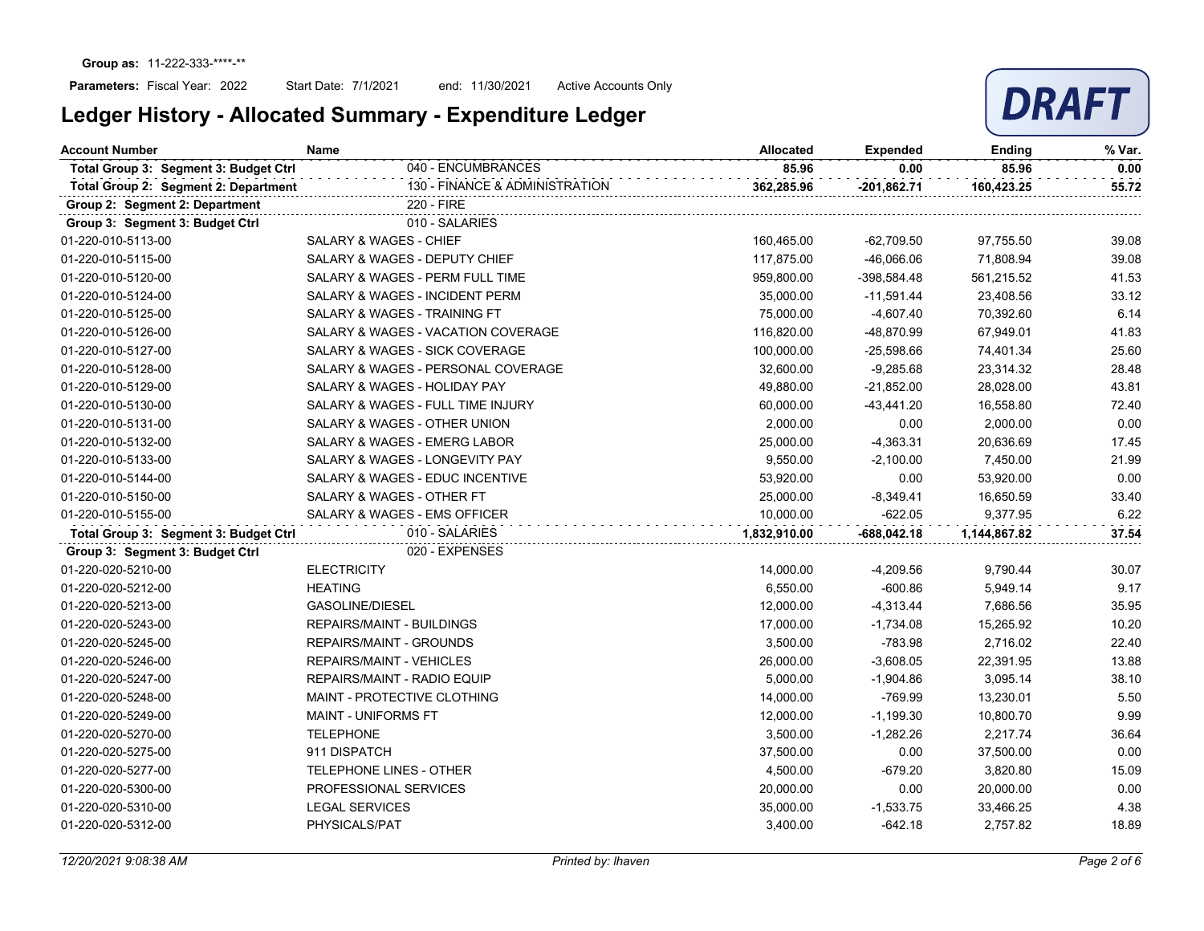**Group as:** 11-222-333-\*\*\*\*-\*\*

**Parameters:** Fiscal Year: 2022 Start Date: 7/1/2021 end: 11/30/2021 Active Accounts Only

# Ledger History - Allocated Summary - Expenditure Ledger

DRAFT

| Account Number | Name | Allocated | Expended | Ending | % Var. |
|---|---|---|---|---|---|
| **Total Group 3: Segment 3: Budget Ctrl** | 040 - ENCUMBRANCES | **85.96** | **0.00** | **85.96** | **0.00** |
| **Total Group 2: Segment 2: Department** | 130 - FINANCE & ADMINISTRATION | **362,285.96** | **-201,862.71** | **160,423.25** | **55.72** |
| **Group 2: Segment 2: Department** | 220 - FIRE | | | | |
| **Group 3: Segment 3: Budget Ctrl** | 010 - SALARIES | | | | |
| 01-220-010-5113-00 | SALARY & WAGES - CHIEF | 160,465.00 | -62,709.50 | 97,755.50 | 39.08 |
| 01-220-010-5115-00 | SALARY & WAGES - DEPUTY CHIEF | 117,875.00 | -46,066.06 | 71,808.94 | 39.08 |
| 01-220-010-5120-00 | SALARY & WAGES - PERM FULL TIME | 959,800.00 | -398,584.48 | 561,215.52 | 41.53 |
| 01-220-010-5124-00 | SALARY & WAGES - INCIDENT PERM | 35,000.00 | -11,591.44 | 23,408.56 | 33.12 |
| 01-220-010-5125-00 | SALARY & WAGES - TRAINING FT | 75,000.00 | -4,607.40 | 70,392.60 | 6.14 |
| 01-220-010-5126-00 | SALARY & WAGES - VACATION COVERAGE | 116,820.00 | -48,870.99 | 67,949.01 | 41.83 |
| 01-220-010-5127-00 | SALARY & WAGES - SICK COVERAGE | 100,000.00 | -25,598.66 | 74,401.34 | 25.60 |
| 01-220-010-5128-00 | SALARY & WAGES - PERSONAL COVERAGE | 32,600.00 | -9,285.68 | 23,314.32 | 28.48 |
| 01-220-010-5129-00 | SALARY & WAGES - HOLIDAY PAY | 49,880.00 | -21,852.00 | 28,028.00 | 43.81 |
| 01-220-010-5130-00 | SALARY & WAGES - FULL TIME INJURY | 60,000.00 | -43,441.20 | 16,558.80 | 72.40 |
| 01-220-010-5131-00 | SALARY & WAGES - OTHER UNION | 2,000.00 | 0.00 | 2,000.00 | 0.00 |
| 01-220-010-5132-00 | SALARY & WAGES - EMERG LABOR | 25,000.00 | -4,363.31 | 20,636.69 | 17.45 |
| 01-220-010-5133-00 | SALARY & WAGES - LONGEVITY PAY | 9,550.00 | -2,100.00 | 7,450.00 | 21.99 |
| 01-220-010-5144-00 | SALARY & WAGES - EDUC INCENTIVE | 53,920.00 | 0.00 | 53,920.00 | 0.00 |
| 01-220-010-5150-00 | SALARY & WAGES - OTHER FT | 25,000.00 | -8,349.41 | 16,650.59 | 33.40 |
| 01-220-010-5155-00 | SALARY & WAGES - EMS OFFICER | 10,000.00 | -622.05 | 9,377.95 | 6.22 |
| **Total Group 3: Segment 3: Budget Ctrl** | 010 - SALARIES | **1,832,910.00** | **-688,042.18** | **1,144,867.82** | **37.54** |
| **Group 3: Segment 3: Budget Ctrl** | 020 - EXPENSES | | | | |
| 01-220-020-5210-00 | ELECTRICITY | 14,000.00 | -4,209.56 | 9,790.44 | 30.07 |
| 01-220-020-5212-00 | HEATING | 6,550.00 | -600.86 | 5,949.14 | 9.17 |
| 01-220-020-5213-00 | GASOLINE/DIESEL | 12,000.00 | -4,313.44 | 7,686.56 | 35.95 |
| 01-220-020-5243-00 | REPAIRS/MAINT - BUILDINGS | 17,000.00 | -1,734.08 | 15,265.92 | 10.20 |
| 01-220-020-5245-00 | REPAIRS/MAINT - GROUNDS | 3,500.00 | -783.98 | 2,716.02 | 22.40 |
| 01-220-020-5246-00 | REPAIRS/MAINT - VEHICLES | 26,000.00 | -3,608.05 | 22,391.95 | 13.88 |
| 01-220-020-5247-00 | REPAIRS/MAINT - RADIO EQUIP | 5,000.00 | -1,904.86 | 3,095.14 | 38.10 |
| 01-220-020-5248-00 | MAINT - PROTECTIVE CLOTHING | 14,000.00 | -769.99 | 13,230.01 | 5.50 |
| 01-220-020-5249-00 | MAINT - UNIFORMS FT | 12,000.00 | -1,199.30 | 10,800.70 | 9.99 |
| 01-220-020-5270-00 | TELEPHONE | 3,500.00 | -1,282.26 | 2,217.74 | 36.64 |
| 01-220-020-5275-00 | 911 DISPATCH | 37,500.00 | 0.00 | 37,500.00 | 0.00 |
| 01-220-020-5277-00 | TELEPHONE LINES - OTHER | 4,500.00 | -679.20 | 3,820.80 | 15.09 |
| 01-220-020-5300-00 | PROFESSIONAL SERVICES | 20,000.00 | 0.00 | 20,000.00 | 0.00 |
| 01-220-020-5310-00 | LEGAL SERVICES | 35,000.00 | -1,533.75 | 33,466.25 | 4.38 |
| 01-220-020-5312-00 | PHYSICALS/PAT | 3,400.00 | -642.18 | 2,757.82 | 18.89 |

*12/20/2021 9:08:38 AM* *Printed by: lhaven*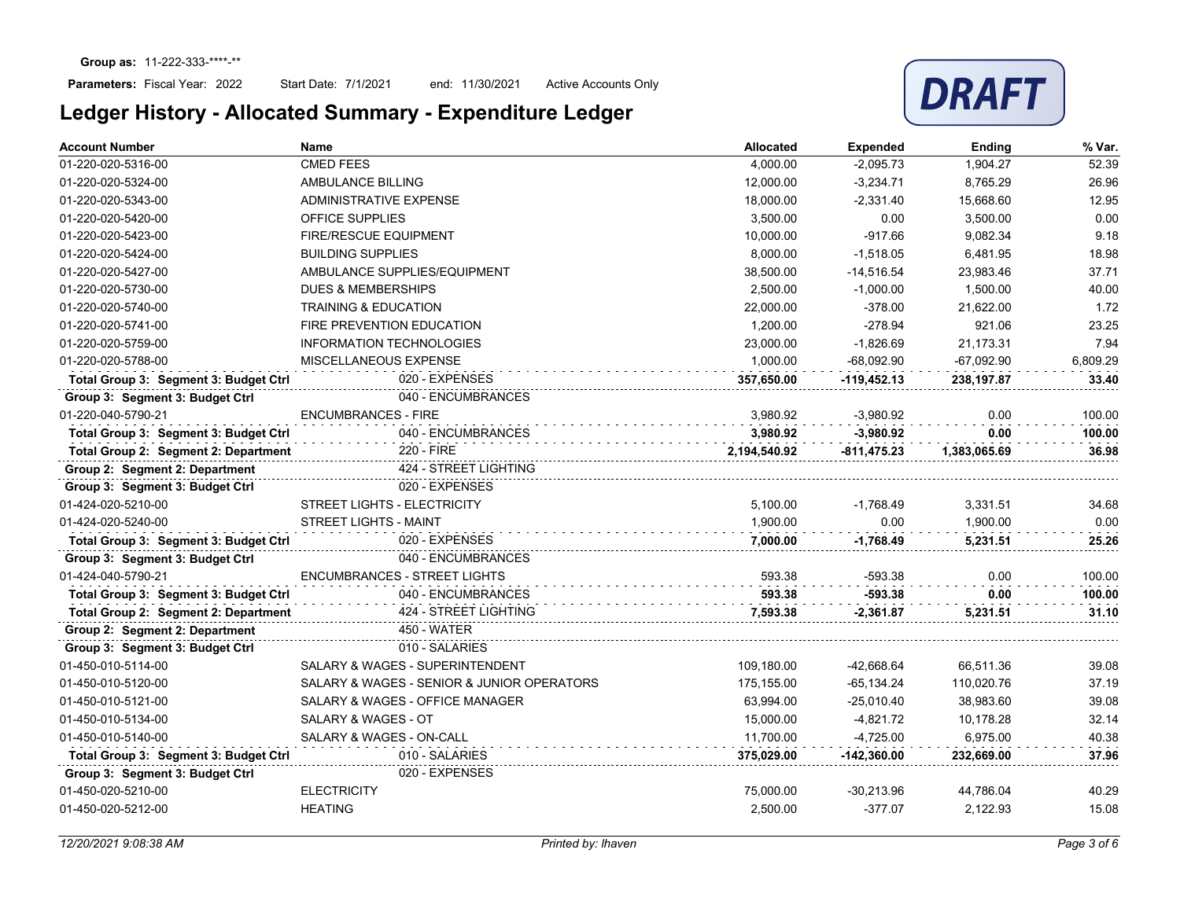**Group as:** 11-222-333-****-**

**Parameters:** Fiscal Year: 2022 Start Date: 7/1/2021 end: 11/30/2021 Active Accounts Only

# Ledger History - Allocated Summary - Expenditure Ledger

DRAFT

| Account Number | Name | Allocated | Expended | Ending | % Var. |
|---|---|---|---|---|---|
| 01-220-020-5316-00 | CMED FEES | 4,000.00 | -2,095.73 | 1,904.27 | 52.39 |
| 01-220-020-5324-00 | AMBULANCE BILLING | 12,000.00 | -3,234.71 | 8,765.29 | 26.96 |
| 01-220-020-5343-00 | ADMINISTRATIVE EXPENSE | 18,000.00 | -2,331.40 | 15,668.60 | 12.95 |
| 01-220-020-5420-00 | OFFICE SUPPLIES | 3,500.00 | 0.00 | 3,500.00 | 0.00 |
| 01-220-020-5423-00 | FIRE/RESCUE EQUIPMENT | 10,000.00 | -917.66 | 9,082.34 | 9.18 |
| 01-220-020-5424-00 | BUILDING SUPPLIES | 8,000.00 | -1,518.05 | 6,481.95 | 18.98 |
| 01-220-020-5427-00 | AMBULANCE SUPPLIES/EQUIPMENT | 38,500.00 | -14,516.54 | 23,983.46 | 37.71 |
| 01-220-020-5730-00 | DUES & MEMBERSHIPS | 2,500.00 | -1,000.00 | 1,500.00 | 40.00 |
| 01-220-020-5740-00 | TRAINING & EDUCATION | 22,000.00 | -378.00 | 21,622.00 | 1.72 |
| 01-220-020-5741-00 | FIRE PREVENTION EDUCATION | 1,200.00 | -278.94 | 921.06 | 23.25 |
| 01-220-020-5759-00 | INFORMATION TECHNOLOGIES | 23,000.00 | -1,826.69 | 21,173.31 | 7.94 |
| 01-220-020-5788-00 | MISCELLANEOUS EXPENSE | 1,000.00 | -68,092.90 | -67,092.90 | 6,809.29 |
| **Total Group 3: Segment 3: Budget Ctrl** | 020 - EXPENSES | **357,650.00** | **-119,452.13** | **238,197.87** | **33.40** |
| **Group 3: Segment 3: Budget Ctrl** | 040 - ENCUMBRANCES | | | | |
| 01-220-040-5790-21 | ENCUMBRANCES - FIRE | 3,980.92 | -3,980.92 | 0.00 | 100.00 |
| **Total Group 3: Segment 3: Budget Ctrl** | 040 - ENCUMBRANCES | **3,980.92** | **-3,980.92** | **0.00** | **100.00** |
| **Total Group 2: Segment 2: Department** | 220 - FIRE | **2,194,540.92** | **-811,475.23** | **1,383,065.69** | **36.98** |
| **Group 2: Segment 2: Department** | 424 - STREET LIGHTING | | | | |
| **Group 3: Segment 3: Budget Ctrl** | 020 - EXPENSES | | | | |
| 01-424-020-5210-00 | STREET LIGHTS - ELECTRICITY | 5,100.00 | -1,768.49 | 3,331.51 | 34.68 |
| 01-424-020-5240-00 | STREET LIGHTS - MAINT | 1,900.00 | 0.00 | 1,900.00 | 0.00 |
| **Total Group 3: Segment 3: Budget Ctrl** | 020 - EXPENSES | **7,000.00** | **-1,768.49** | **5,231.51** | **25.26** |
| **Group 3: Segment 3: Budget Ctrl** | 040 - ENCUMBRANCES | | | | |
| 01-424-040-5790-21 | ENCUMBRANCES - STREET LIGHTS | 593.38 | -593.38 | 0.00 | 100.00 |
| **Total Group 3: Segment 3: Budget Ctrl** | 040 - ENCUMBRANCES | **593.38** | **-593.38** | **0.00** | **100.00** |
| **Total Group 2: Segment 2: Department** | 424 - STREET LIGHTING | **7,593.38** | **-2,361.87** | **5,231.51** | **31.10** |
| **Group 2: Segment 2: Department** | 450 - WATER | | | | |
| **Group 3: Segment 3: Budget Ctrl** | 010 - SALARIES | | | | |
| 01-450-010-5114-00 | SALARY & WAGES - SUPERINTENDENT | 109,180.00 | -42,668.64 | 66,511.36 | 39.08 |
| 01-450-010-5120-00 | SALARY & WAGES - SENIOR & JUNIOR OPERATORS | 175,155.00 | -65,134.24 | 110,020.76 | 37.19 |
| 01-450-010-5121-00 | SALARY & WAGES - OFFICE MANAGER | 63,994.00 | -25,010.40 | 38,983.60 | 39.08 |
| 01-450-010-5134-00 | SALARY & WAGES - OT | 15,000.00 | -4,821.72 | 10,178.28 | 32.14 |
| 01-450-010-5140-00 | SALARY & WAGES - ON-CALL | 11,700.00 | -4,725.00 | 6,975.00 | 40.38 |
| **Total Group 3: Segment 3: Budget Ctrl** | 010 - SALARIES | **375,029.00** | **-142,360.00** | **232,669.00** | **37.96** |
| **Group 3: Segment 3: Budget Ctrl** | 020 - EXPENSES | | | | |
| 01-450-020-5210-00 | ELECTRICITY | 75,000.00 | -30,213.96 | 44,786.04 | 40.29 |
| 01-450-020-5212-00 | HEATING | 2,500.00 | -377.07 | 2,122.93 | 15.08 |

*12/20/2021 9:08:38 AM* *Printed by: lhaven*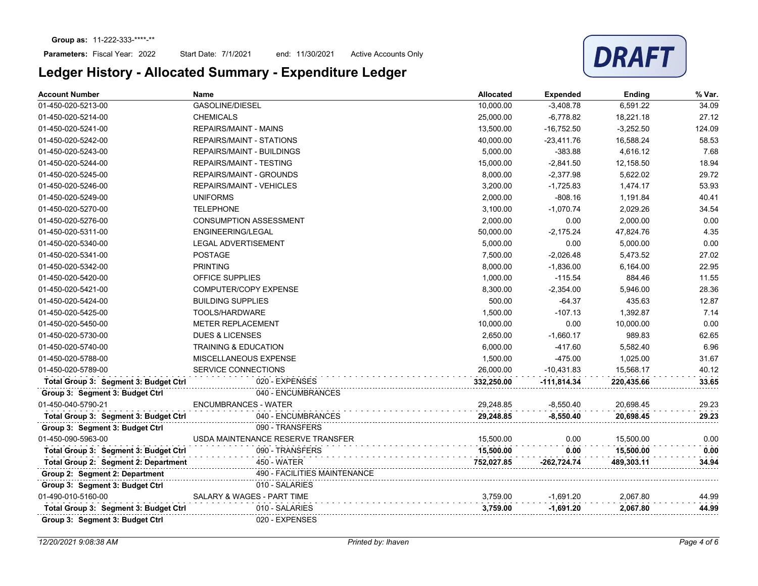**Group as:** 11-222-333-****-**

**Parameters:** Fiscal Year: 2022  Start Date: 7/1/2021  end: 11/30/2021  Active Accounts Only

DRAFT

# Ledger History - Allocated Summary - Expenditure Ledger

| Account Number | Name | Allocated | Expended | Ending | % Var. |
|---|---|---|---|---|---|
| 01-450-020-5213-00 | GASOLINE/DIESEL | 10,000.00 | -3,408.78 | 6,591.22 | 34.09 |
| 01-450-020-5214-00 | CHEMICALS | 25,000.00 | -6,778.82 | 18,221.18 | 27.12 |
| 01-450-020-5241-00 | REPAIRS/MAINT - MAINS | 13,500.00 | -16,752.50 | -3,252.50 | 124.09 |
| 01-450-020-5242-00 | REPAIRS/MAINT - STATIONS | 40,000.00 | -23,411.76 | 16,588.24 | 58.53 |
| 01-450-020-5243-00 | REPAIRS/MAINT - BUILDINGS | 5,000.00 | -383.88 | 4,616.12 | 7.68 |
| 01-450-020-5244-00 | REPAIRS/MAINT - TESTING | 15,000.00 | -2,841.50 | 12,158.50 | 18.94 |
| 01-450-020-5245-00 | REPAIRS/MAINT - GROUNDS | 8,000.00 | -2,377.98 | 5,622.02 | 29.72 |
| 01-450-020-5246-00 | REPAIRS/MAINT - VEHICLES | 3,200.00 | -1,725.83 | 1,474.17 | 53.93 |
| 01-450-020-5249-00 | UNIFORMS | 2,000.00 | -808.16 | 1,191.84 | 40.41 |
| 01-450-020-5270-00 | TELEPHONE | 3,100.00 | -1,070.74 | 2,029.26 | 34.54 |
| 01-450-020-5276-00 | CONSUMPTION ASSESSMENT | 2,000.00 | 0.00 | 2,000.00 | 0.00 |
| 01-450-020-5311-00 | ENGINEERING/LEGAL | 50,000.00 | -2,175.24 | 47,824.76 | 4.35 |
| 01-450-020-5340-00 | LEGAL ADVERTISEMENT | 5,000.00 | 0.00 | 5,000.00 | 0.00 |
| 01-450-020-5341-00 | POSTAGE | 7,500.00 | -2,026.48 | 5,473.52 | 27.02 |
| 01-450-020-5342-00 | PRINTING | 8,000.00 | -1,836.00 | 6,164.00 | 22.95 |
| 01-450-020-5420-00 | OFFICE SUPPLIES | 1,000.00 | -115.54 | 884.46 | 11.55 |
| 01-450-020-5421-00 | COMPUTER/COPY EXPENSE | 8,300.00 | -2,354.00 | 5,946.00 | 28.36 |
| 01-450-020-5424-00 | BUILDING SUPPLIES | 500.00 | -64.37 | 435.63 | 12.87 |
| 01-450-020-5425-00 | TOOLS/HARDWARE | 1,500.00 | -107.13 | 1,392.87 | 7.14 |
| 01-450-020-5450-00 | METER REPLACEMENT | 10,000.00 | 0.00 | 10,000.00 | 0.00 |
| 01-450-020-5730-00 | DUES & LICENSES | 2,650.00 | -1,660.17 | 989.83 | 62.65 |
| 01-450-020-5740-00 | TRAINING & EDUCATION | 6,000.00 | -417.60 | 5,582.40 | 6.96 |
| 01-450-020-5788-00 | MISCELLANEOUS EXPENSE | 1,500.00 | -475.00 | 1,025.00 | 31.67 |
| 01-450-020-5789-00 | SERVICE CONNECTIONS | 26,000.00 | -10,431.83 | 15,568.17 | 40.12 |
| **Total Group 3: Segment 3: Budget Ctrl** | 020 - EXPENSES | **332,250.00** | **-111,814.34** | **220,435.66** | **33.65** |
| **Group 3: Segment 3: Budget Ctrl** | 040 - ENCUMBRANCES | | | | |
| 01-450-040-5790-21 | ENCUMBRANCES - WATER | 29,248.85 | -8,550.40 | 20,698.45 | 29.23 |
| **Total Group 3: Segment 3: Budget Ctrl** | 040 - ENCUMBRANCES | **29,248.85** | **-8,550.40** | **20,698.45** | **29.23** |
| **Group 3: Segment 3: Budget Ctrl** | 090 - TRANSFERS | | | | |
| 01-450-090-5963-00 | USDA MAINTENANCE RESERVE TRANSFER | 15,500.00 | 0.00 | 15,500.00 | 0.00 |
| **Total Group 3: Segment 3: Budget Ctrl** | 090 - TRANSFERS | **15,500.00** | **0.00** | **15,500.00** | **0.00** |
| **Total Group 2: Segment 2: Department** | 450 - WATER | **752,027.85** | **-262,724.74** | **489,303.11** | **34.94** |
| **Group 2: Segment 2: Department** | 490 - FACILITIES MAINTENANCE | | | | |
| **Group 3: Segment 3: Budget Ctrl** | 010 - SALARIES | | | | |
| 01-490-010-5160-00 | SALARY & WAGES - PART TIME | 3,759.00 | -1,691.20 | 2,067.80 | 44.99 |
| **Total Group 3: Segment 3: Budget Ctrl** | 010 - SALARIES | **3,759.00** | **-1,691.20** | **2,067.80** | **44.99** |
| **Group 3: Segment 3: Budget Ctrl** | 020 - EXPENSES | | | | |

*12/20/2021 9:08:38 AM*  *Printed by: lhaven*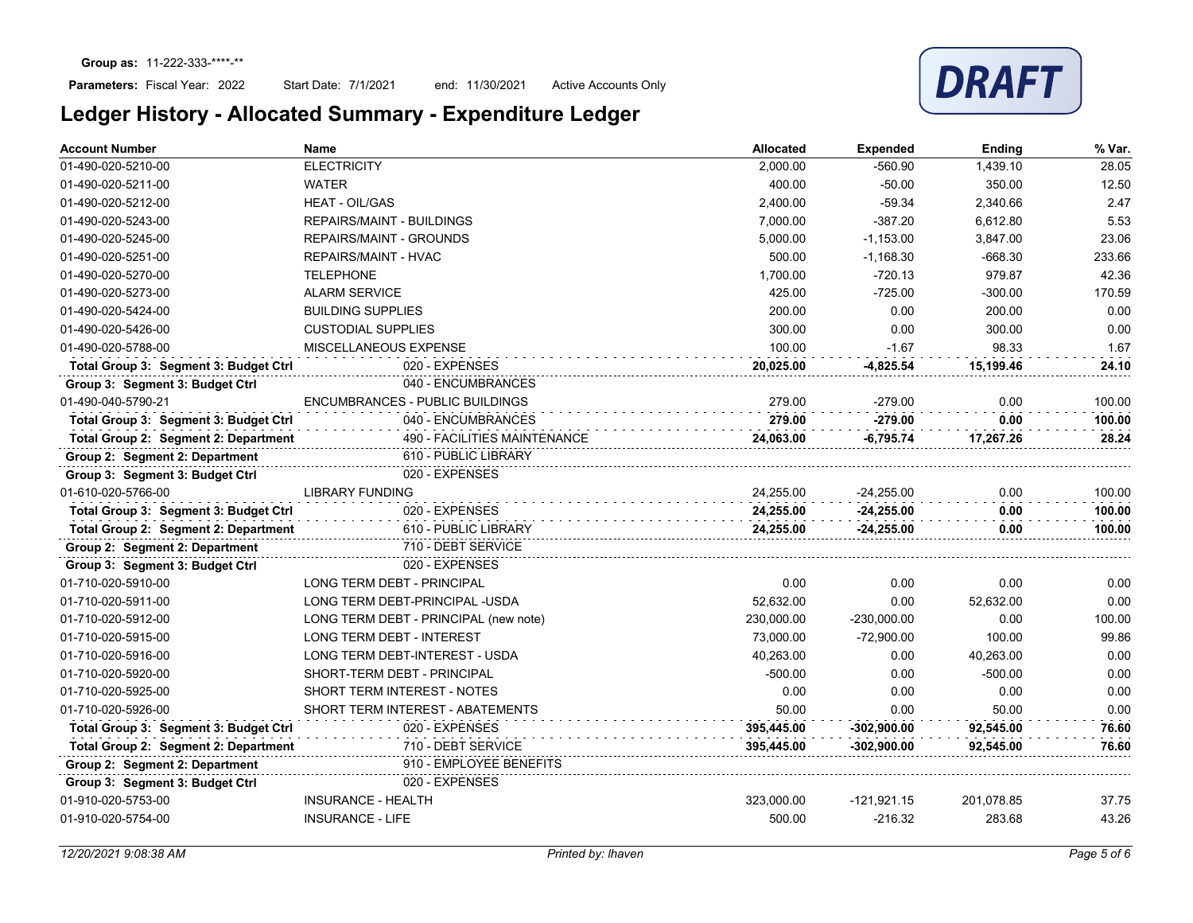**Group as:** 11-222-333-\*\*\*\*-\*\*

**Parameters:** Fiscal Year: 2022 Start Date: 7/1/2021 end: 11/30/2021 Active Accounts Only

DRAFT

# Ledger History - Allocated Summary - Expenditure Ledger

| Account Number | Name | Allocated | Expended | Ending | % Var. |
|---|---|---|---|---|---|
| 01-490-020-5210-00 | ELECTRICITY | 2,000.00 | -560.90 | 1,439.10 | 28.05 |
| 01-490-020-5211-00 | WATER | 400.00 | -50.00 | 350.00 | 12.50 |
| 01-490-020-5212-00 | HEAT - OIL/GAS | 2,400.00 | -59.34 | 2,340.66 | 2.47 |
| 01-490-020-5243-00 | REPAIRS/MAINT - BUILDINGS | 7,000.00 | -387.20 | 6,612.80 | 5.53 |
| 01-490-020-5245-00 | REPAIRS/MAINT - GROUNDS | 5,000.00 | -1,153.00 | 3,847.00 | 23.06 |
| 01-490-020-5251-00 | REPAIRS/MAINT - HVAC | 500.00 | -1,168.30 | -668.30 | 233.66 |
| 01-490-020-5270-00 | TELEPHONE | 1,700.00 | -720.13 | 979.87 | 42.36 |
| 01-490-020-5273-00 | ALARM SERVICE | 425.00 | -725.00 | -300.00 | 170.59 |
| 01-490-020-5424-00 | BUILDING SUPPLIES | 200.00 | 0.00 | 200.00 | 0.00 |
| 01-490-020-5426-00 | CUSTODIAL SUPPLIES | 300.00 | 0.00 | 300.00 | 0.00 |
| 01-490-020-5788-00 | MISCELLANEOUS EXPENSE | 100.00 | -1.67 | 98.33 | 1.67 |
| **Total Group 3: Segment 3: Budget Ctrl** | 020 - EXPENSES | **20,025.00** | **-4,825.54** | **15,199.46** | **24.10** |
| **Group 3: Segment 3: Budget Ctrl** | 040 - ENCUMBRANCES | | | | |
| 01-490-040-5790-21 | ENCUMBRANCES - PUBLIC BUILDINGS | 279.00 | -279.00 | 0.00 | 100.00 |
| **Total Group 3: Segment 3: Budget Ctrl** | 040 - ENCUMBRANCES | **279.00** | **-279.00** | **0.00** | **100.00** |
| **Total Group 2: Segment 2: Department** | 490 - FACILITIES MAINTENANCE | **24,063.00** | **-6,795.74** | **17,267.26** | **28.24** |
| **Group 2: Segment 2: Department** | 610 - PUBLIC LIBRARY | | | | |
| **Group 3: Segment 3: Budget Ctrl** | 020 - EXPENSES | | | | |
| 01-610-020-5766-00 | LIBRARY FUNDING | 24,255.00 | -24,255.00 | 0.00 | 100.00 |
| **Total Group 3: Segment 3: Budget Ctrl** | 020 - EXPENSES | **24,255.00** | **-24,255.00** | **0.00** | **100.00** |
| **Total Group 2: Segment 2: Department** | 610 - PUBLIC LIBRARY | **24,255.00** | **-24,255.00** | **0.00** | **100.00** |
| **Group 2: Segment 2: Department** | 710 - DEBT SERVICE | | | | |
| **Group 3: Segment 3: Budget Ctrl** | 020 - EXPENSES | | | | |
| 01-710-020-5910-00 | LONG TERM DEBT - PRINCIPAL | 0.00 | 0.00 | 0.00 | 0.00 |
| 01-710-020-5911-00 | LONG TERM DEBT-PRINCIPAL -USDA | 52,632.00 | 0.00 | 52,632.00 | 0.00 |
| 01-710-020-5912-00 | LONG TERM DEBT - PRINCIPAL (new note) | 230,000.00 | -230,000.00 | 0.00 | 100.00 |
| 01-710-020-5915-00 | LONG TERM DEBT - INTEREST | 73,000.00 | -72,900.00 | 100.00 | 99.86 |
| 01-710-020-5916-00 | LONG TERM DEBT-INTEREST - USDA | 40,263.00 | 0.00 | 40,263.00 | 0.00 |
| 01-710-020-5920-00 | SHORT-TERM DEBT - PRINCIPAL | -500.00 | 0.00 | -500.00 | 0.00 |
| 01-710-020-5925-00 | SHORT TERM INTEREST - NOTES | 0.00 | 0.00 | 0.00 | 0.00 |
| 01-710-020-5926-00 | SHORT TERM INTEREST - ABATEMENTS | 50.00 | 0.00 | 50.00 | 0.00 |
| **Total Group 3: Segment 3: Budget Ctrl** | 020 - EXPENSES | **395,445.00** | **-302,900.00** | **92,545.00** | **76.60** |
| **Total Group 2: Segment 2: Department** | 710 - DEBT SERVICE | **395,445.00** | **-302,900.00** | **92,545.00** | **76.60** |
| **Group 2: Segment 2: Department** | 910 - EMPLOYEE BENEFITS | | | | |
| **Group 3: Segment 3: Budget Ctrl** | 020 - EXPENSES | | | | |
| 01-910-020-5753-00 | INSURANCE - HEALTH | 323,000.00 | -121,921.15 | 201,078.85 | 37.75 |
| 01-910-020-5754-00 | INSURANCE - LIFE | 500.00 | -216.32 | 283.68 | 43.26 |

*12/20/2021 9:08:38 AM* *Printed by: lhaven*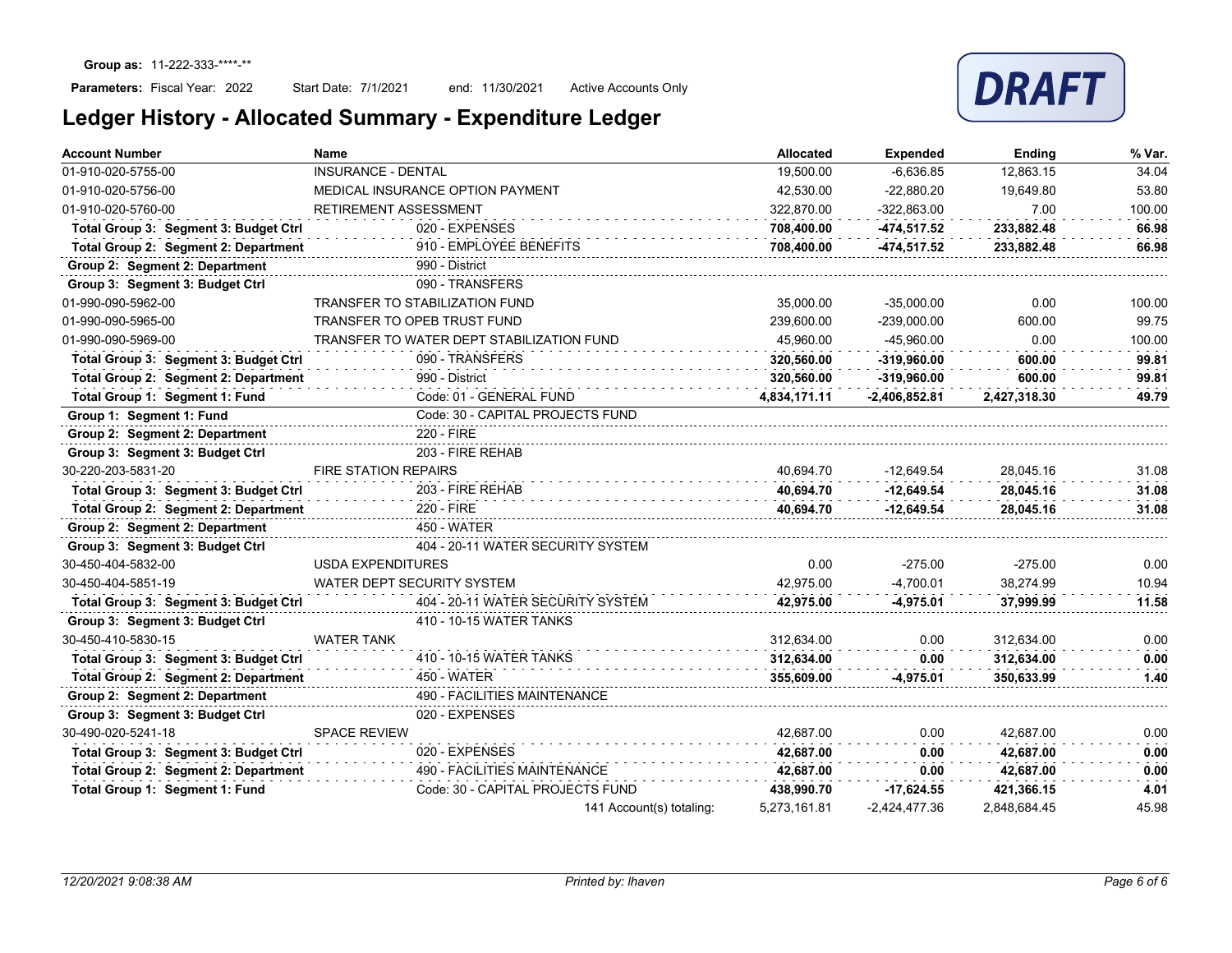**Group as:** 11-222-333-****-**

**Parameters:** Fiscal Year: 2022 Start Date: 7/1/2021 end: 11/30/2021 Active Accounts Only

# Ledger History - Allocated Summary - Expenditure Ledger

DRAFT

| Account Number | Name | Allocated | Expended | Ending | % Var. |
|---|---|---|---|---|---|
| 01-910-020-5755-00 | INSURANCE - DENTAL | 19,500.00 | -6,636.85 | 12,863.15 | 34.04 |
| 01-910-020-5756-00 | MEDICAL INSURANCE OPTION PAYMENT | 42,530.00 | -22,880.20 | 19,649.80 | 53.80 |
| 01-910-020-5760-00 | RETIREMENT ASSESSMENT | 322,870.00 | -322,863.00 | 7.00 | 100.00 |
| **Total Group 3: Segment 3: Budget Ctrl** | 020 - EXPENSES | **708,400.00** | **-474,517.52** | **233,882.48** | **66.98** |
| **Total Group 2: Segment 2: Department** | 910 - EMPLOYEE BENEFITS | **708,400.00** | **-474,517.52** | **233,882.48** | **66.98** |
| **Group 2: Segment 2: Department** | 990 - District | | | | |
| **Group 3: Segment 3: Budget Ctrl** | 090 - TRANSFERS | | | | |
| 01-990-090-5962-00 | TRANSFER TO STABILIZATION FUND | 35,000.00 | -35,000.00 | 0.00 | 100.00 |
| 01-990-090-5965-00 | TRANSFER TO OPEB TRUST FUND | 239,600.00 | -239,000.00 | 600.00 | 99.75 |
| 01-990-090-5969-00 | TRANSFER TO WATER DEPT STABILIZATION FUND | 45,960.00 | -45,960.00 | 0.00 | 100.00 |
| **Total Group 3: Segment 3: Budget Ctrl** | 090 - TRANSFERS | **320,560.00** | **-319,960.00** | **600.00** | **99.81** |
| **Total Group 2: Segment 2: Department** | 990 - District | **320,560.00** | **-319,960.00** | **600.00** | **99.81** |
| **Total Group 1: Segment 1: Fund** | Code: 01 - GENERAL FUND | **4,834,171.11** | **-2,406,852.81** | **2,427,318.30** | **49.79** |
| **Group 1: Segment 1: Fund** | Code: 30 - CAPITAL PROJECTS FUND | | | | |
| **Group 2: Segment 2: Department** | 220 - FIRE | | | | |
| **Group 3: Segment 3: Budget Ctrl** | 203 - FIRE REHAB | | | | |
| 30-220-203-5831-20 | FIRE STATION REPAIRS | 40,694.70 | -12,649.54 | 28,045.16 | 31.08 |
| **Total Group 3: Segment 3: Budget Ctrl** | 203 - FIRE REHAB | **40,694.70** | **-12,649.54** | **28,045.16** | **31.08** |
| **Total Group 2: Segment 2: Department** | 220 - FIRE | **40,694.70** | **-12,649.54** | **28,045.16** | **31.08** |
| **Group 2: Segment 2: Department** | 450 - WATER | | | | |
| **Group 3: Segment 3: Budget Ctrl** | 404 - 20-11 WATER SECURITY SYSTEM | | | | |
| 30-450-404-5832-00 | USDA EXPENDITURES | 0.00 | -275.00 | -275.00 | 0.00 |
| 30-450-404-5851-19 | WATER DEPT SECURITY SYSTEM | 42,975.00 | -4,700.01 | 38,274.99 | 10.94 |
| **Total Group 3: Segment 3: Budget Ctrl** | 404 - 20-11 WATER SECURITY SYSTEM | **42,975.00** | **-4,975.01** | **37,999.99** | **11.58** |
| **Group 3: Segment 3: Budget Ctrl** | 410 - 10-15 WATER TANKS | | | | |
| 30-450-410-5830-15 | WATER TANK | 312,634.00 | 0.00 | 312,634.00 | 0.00 |
| **Total Group 3: Segment 3: Budget Ctrl** | 410 - 10-15 WATER TANKS | **312,634.00** | **0.00** | **312,634.00** | **0.00** |
| **Total Group 2: Segment 2: Department** | 450 - WATER | **355,609.00** | **-4,975.01** | **350,633.99** | **1.40** |
| **Group 2: Segment 2: Department** | 490 - FACILITIES MAINTENANCE | | | | |
| **Group 3: Segment 3: Budget Ctrl** | 020 - EXPENSES | | | | |
| 30-490-020-5241-18 | SPACE REVIEW | 42,687.00 | 0.00 | 42,687.00 | 0.00 |
| **Total Group 3: Segment 3: Budget Ctrl** | 020 - EXPENSES | **42,687.00** | **0.00** | **42,687.00** | **0.00** |
| **Total Group 2: Segment 2: Department** | 490 - FACILITIES MAINTENANCE | **42,687.00** | **0.00** | **42,687.00** | **0.00** |
| **Total Group 1: Segment 1: Fund** | Code: 30 - CAPITAL PROJECTS FUND | **438,990.70** | **-17,624.55** | **421,366.15** | **4.01** |
| | 141 Account(s) totaling: | 5,273,161.81 | -2,424,477.36 | 2,848,684.45 | 45.98 |

*12/20/2021 9:08:38 AM* *Printed by: lhaven*